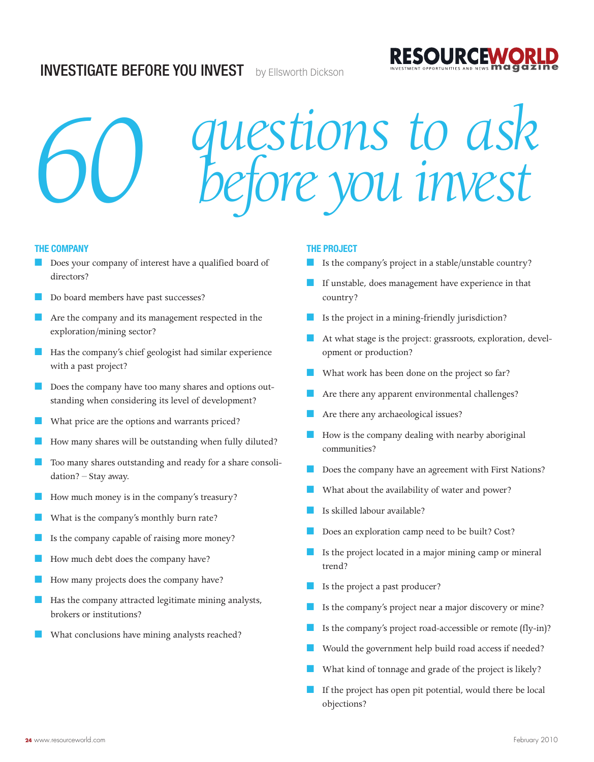# INVESTIGATE BEFORE YOU INVEST

by Ellsworth Dickson

# 60 *questions to ask before you invest*

### THE COMPANY

- Does your company of interest have a qualified board of directors?
- Do board members have past successes?
- Are the company and its management respected in the exploration/mining sector?
- Has the company's chief geologist had similar experience with a past project?
- Does the company have too many shares and options outstanding when considering its level of development?
- What price are the options and warrants priced?
- How many shares will be outstanding when fully diluted?
- Too many shares outstanding and ready for a share consolidation? – Stay away.
- How much money is in the company's treasury?
- What is the company's monthly burn rate?
- Is the company capable of raising more money?
- How much debt does the company have?
- How many projects does the company have?
- Has the company attracted legitimate mining analysts, brokers or institutions?
- What conclusions have mining analysts reached?

### THE PROJECT

- Is the company's project in a stable/unstable country?
- If unstable, does management have experience in that country?
- Is the project in a mining-friendly jurisdiction?
- At what stage is the project: grassroots, exploration, development or production?
- What work has been done on the project so far?
- Are there any apparent environmental challenges?
- Are there any archaeological issues?
- How is the company dealing with nearby aboriginal communities?
- Does the company have an agreement with First Nations?
- What about the availability of water and power?
- Is skilled labour available?
- Does an exploration camp need to be built? Cost?
- Is the project located in a major mining camp or mineral trend?
- Is the project a past producer?
- Is the company's project near a major discovery or mine?
- Is the company's project road-accessible or remote (fly-in)?
- Would the government help build road access if needed?
- What kind of tonnage and grade of the project is likely?
- If the project has open pit potential, would there be local objections?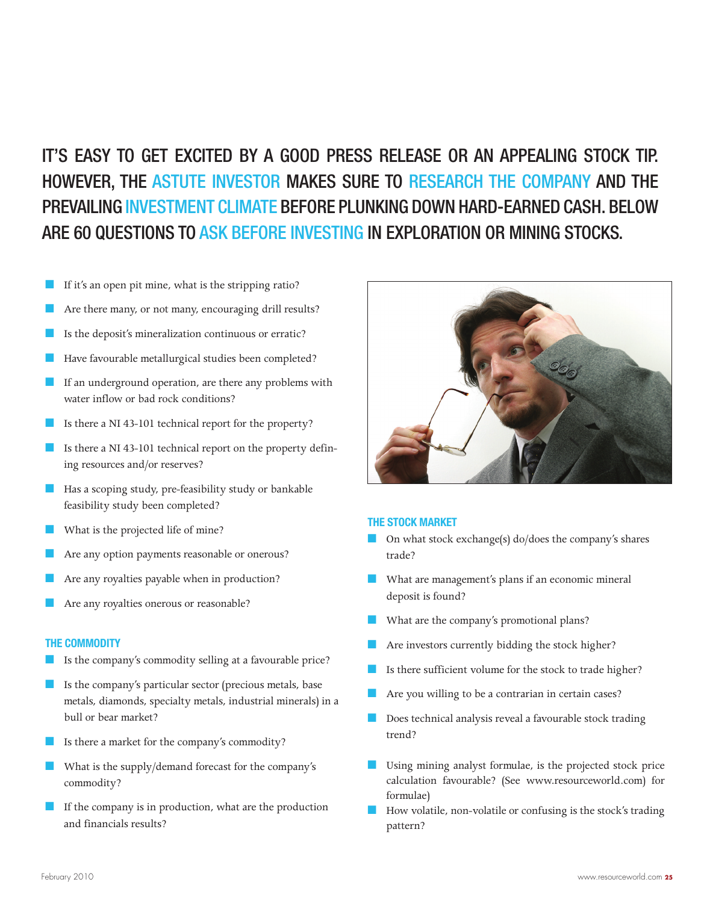IT'S EASY TO GET EXCITED BY A GOOD PRESS RELEASE OR AN APPEALING STOCK TIP. HOWEVER, THE ASTUTE INVESTOR MAKES SURE TO RESEARCH THE COMPANY AND THE PREVAILING INVESTMENT CLIMATE BEFORE PLUNKING DOWN HARD-EARNED CASH. BELOW ARE 60 QUESTIONS TO ASK BEFORE INVESTING IN EXPLORATION OR MINING STOCKS.

- If it's an open pit mine, what is the stripping ratio?
- Are there many, or not many, encouraging drill results?
- Is the deposit's mineralization continuous or erratic?
- Have favourable metallurgical studies been completed?
- If an underground operation, are there any problems with water inflow or bad rock conditions?
- Is there a NI 43-101 technical report for the property?
- Is there a NI 43-101 technical report on the property defining resources and/or reserves?
- Has a scoping study, pre-feasibility study or bankable feasibility study been completed?
- What is the projected life of mine?
- Are any option payments reasonable or onerous?
- Are any royalties payable when in production?
- Are any royalties onerous or reasonable?

### THE COMMODITY

- Is the company's commodity selling at a favourable price?
- Is the company's particular sector (precious metals, base metals, diamonds, specialty metals, industrial minerals) in a bull or bear market?
- Is there a market for the company's commodity?
- What is the supply/demand forecast for the company's commodity?
- If the company is in production, what are the production and financials results?

### THE STOCK MARKET

- On what stock exchange(s) do/does the company's shares trade?
- What are management's plans if an economic mineral deposit is found?
- What are the company's promotional plans?
- Are investors currently bidding the stock higher?
- Is there sufficient volume for the stock to trade higher?
- Are you willing to be a contrarian in certain cases?
- Does technical analysis reveal a favourable stock trading trend?
- Using mining analyst formulae, is the projected stock price calculation favourable? (See www.resourceworld.com) for formulae)
- How volatile, non-volatile or confusing is the stock's trading pattern?